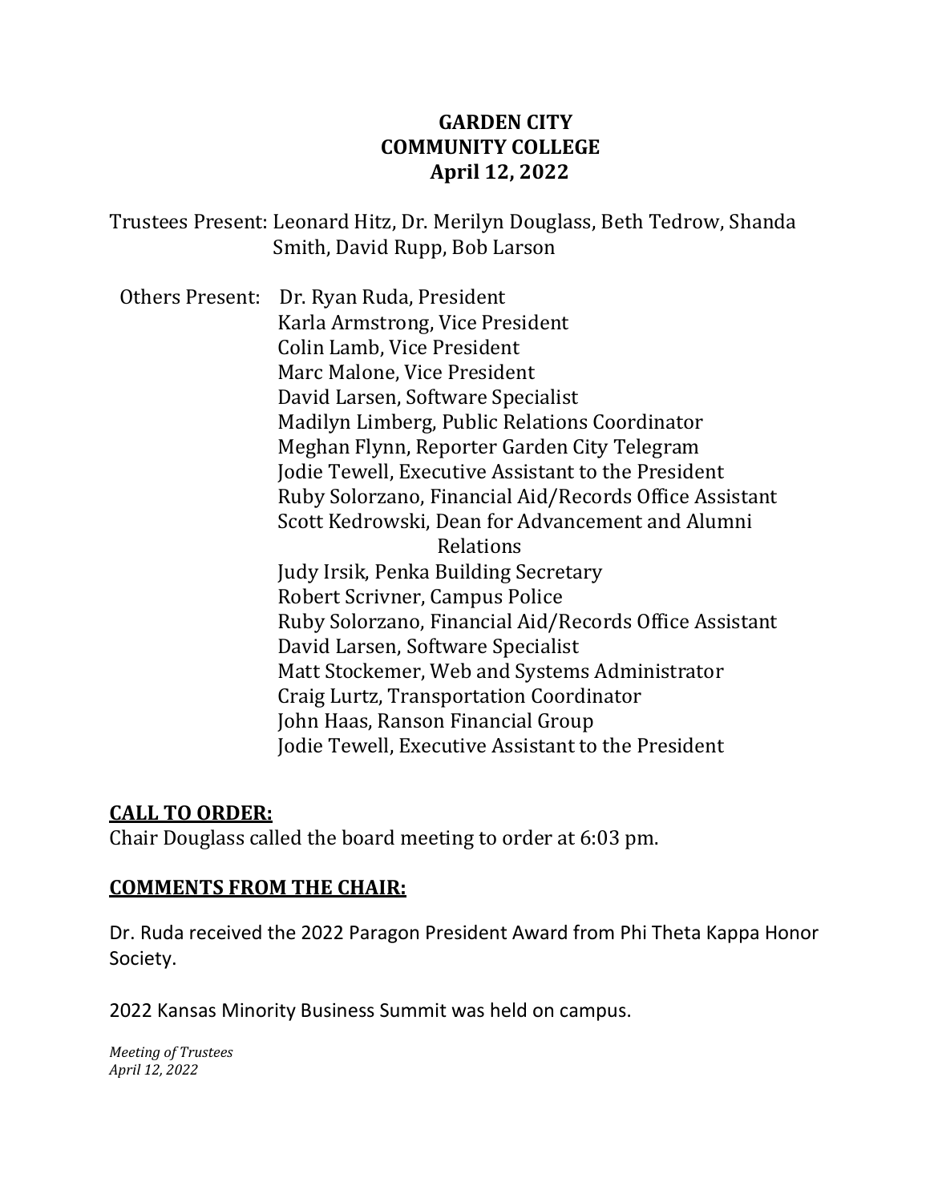**GARDEN CITY**
**COMMUNITY COLLEGE**
**April 12, 2022**

Trustees Present: Leonard Hitz, Dr. Merilyn Douglass, Beth Tedrow, Shanda Smith, David Rupp, Bob Larson

Others Present:
Dr. Ryan Ruda, President
Karla Armstrong, Vice President
Colin Lamb, Vice President
Marc Malone, Vice President
David Larsen, Software Specialist
Madilyn Limberg, Public Relations Coordinator
Meghan Flynn, Reporter Garden City Telegram
Jodie Tewell, Executive Assistant to the President
Ruby Solorzano, Financial Aid/Records Office Assistant
Scott Kedrowski, Dean for Advancement and Alumni Relations
Judy Irsik, Penka Building Secretary
Robert Scrivner, Campus Police
Ruby Solorzano, Financial Aid/Records Office Assistant
David Larsen, Software Specialist
Matt Stockemer, Web and Systems Administrator
Craig Lurtz, Transportation Coordinator
John Haas, Ranson Financial Group
Jodie Tewell, Executive Assistant to the President

## CALL TO ORDER:

Chair Douglass called the board meeting to order at 6:03 pm.

## COMMENTS FROM THE CHAIR:

Dr. Ruda received the 2022 Paragon President Award from Phi Theta Kappa Honor Society.

2022 Kansas Minority Business Summit was held on campus.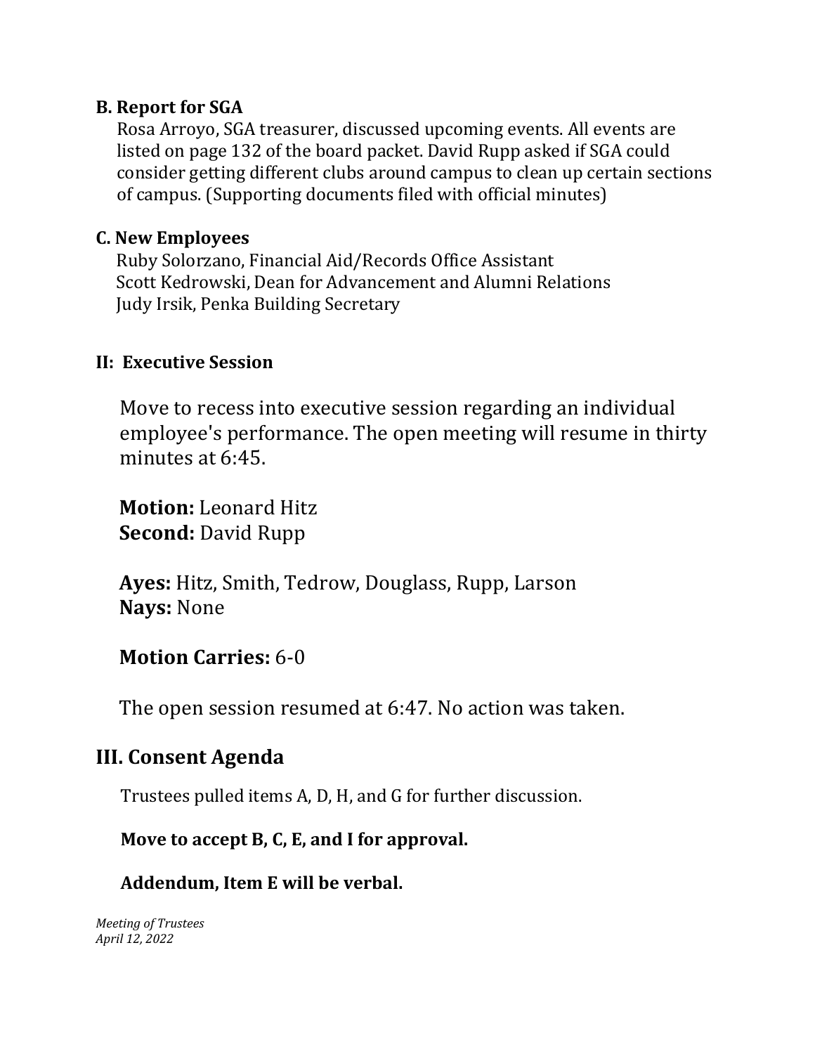### B. Report for SGA

Rosa Arroyo, SGA treasurer, discussed upcoming events. All events are listed on page 132 of the board packet. David Rupp asked if SGA could consider getting different clubs around campus to clean up certain sections of campus. (Supporting documents filed with official minutes)

### C. New Employees

Ruby Solorzano, Financial Aid/Records Office Assistant
Scott Kedrowski, Dean for Advancement and Alumni Relations
Judy Irsik, Penka Building Secretary

### II: Executive Session

Move to recess into executive session regarding an individual employee's performance. The open meeting will resume in thirty minutes at 6:45.

**Motion:** Leonard Hitz
**Second:** David Rupp

**Ayes:** Hitz, Smith, Tedrow, Douglass, Rupp, Larson
**Nays:** None

**Motion Carries:** 6-0

The open session resumed at 6:47. No action was taken.

## III. Consent Agenda

Trustees pulled items A, D, H, and G for further discussion.

**Move to accept B, C, E, and I for approval.**

**Addendum, Item E will be verbal.**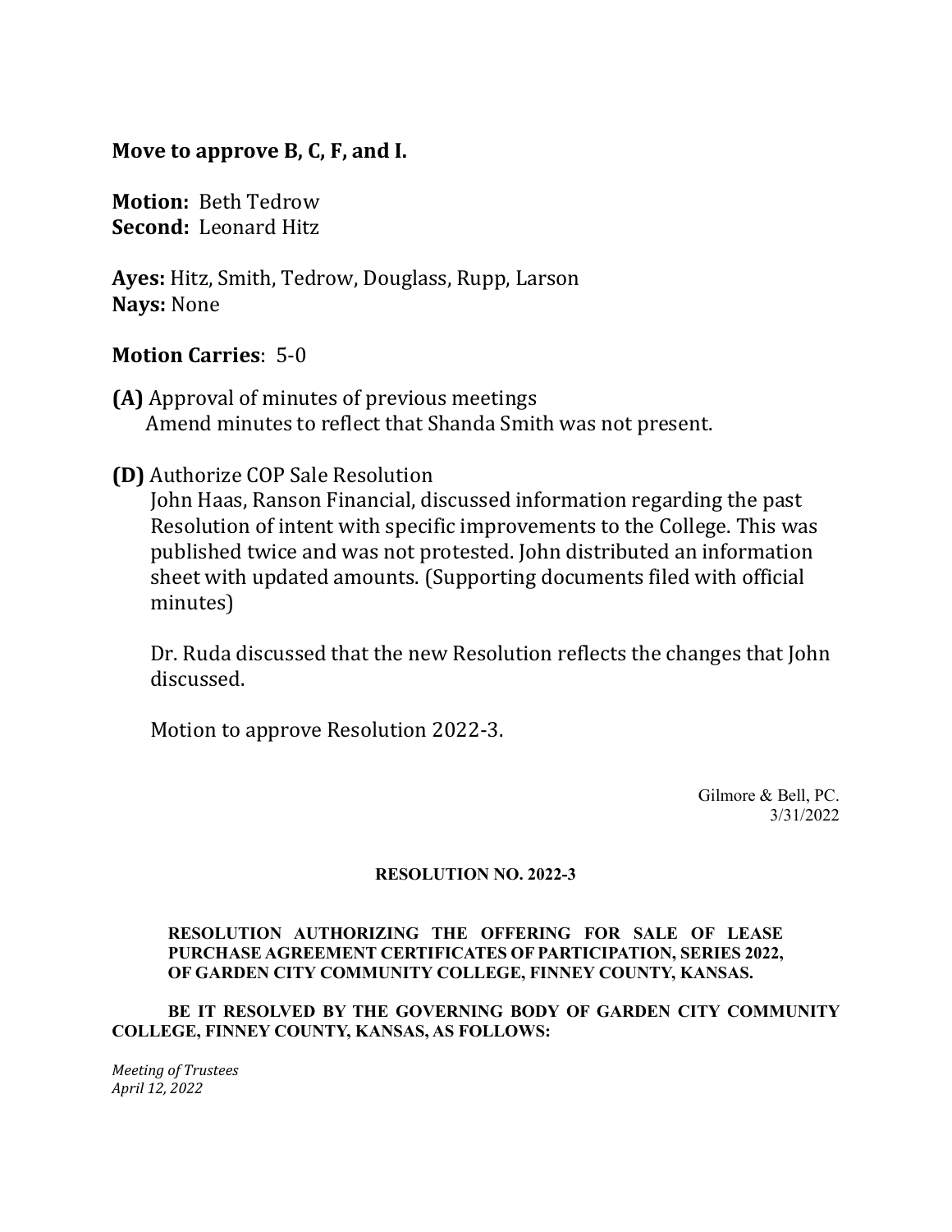**Move to approve B, C, F, and I.**

**Motion:** Beth Tedrow
**Second:** Leonard Hitz

**Ayes:** Hitz, Smith, Tedrow, Douglass, Rupp, Larson
**Nays:** None

**Motion Carries**: 5-0

**(A)** Approval of minutes of previous meetings
Amend minutes to reflect that Shanda Smith was not present.

**(D)** Authorize COP Sale Resolution
John Haas, Ranson Financial, discussed information regarding the past Resolution of intent with specific improvements to the College. This was published twice and was not protested. John distributed an information sheet with updated amounts. (Supporting documents filed with official minutes)

Dr. Ruda discussed that the new Resolution reflects the changes that John discussed.

Motion to approve Resolution 2022-3.

Gilmore & Bell, PC.
3/31/2022

**RESOLUTION NO. 2022-3**

**RESOLUTION AUTHORIZING THE OFFERING FOR SALE OF LEASE PURCHASE AGREEMENT CERTIFICATES OF PARTICIPATION, SERIES 2022, OF GARDEN CITY COMMUNITY COLLEGE, FINNEY COUNTY, KANSAS.**

**BE IT RESOLVED BY THE GOVERNING BODY OF GARDEN CITY COMMUNITY COLLEGE, FINNEY COUNTY, KANSAS, AS FOLLOWS:**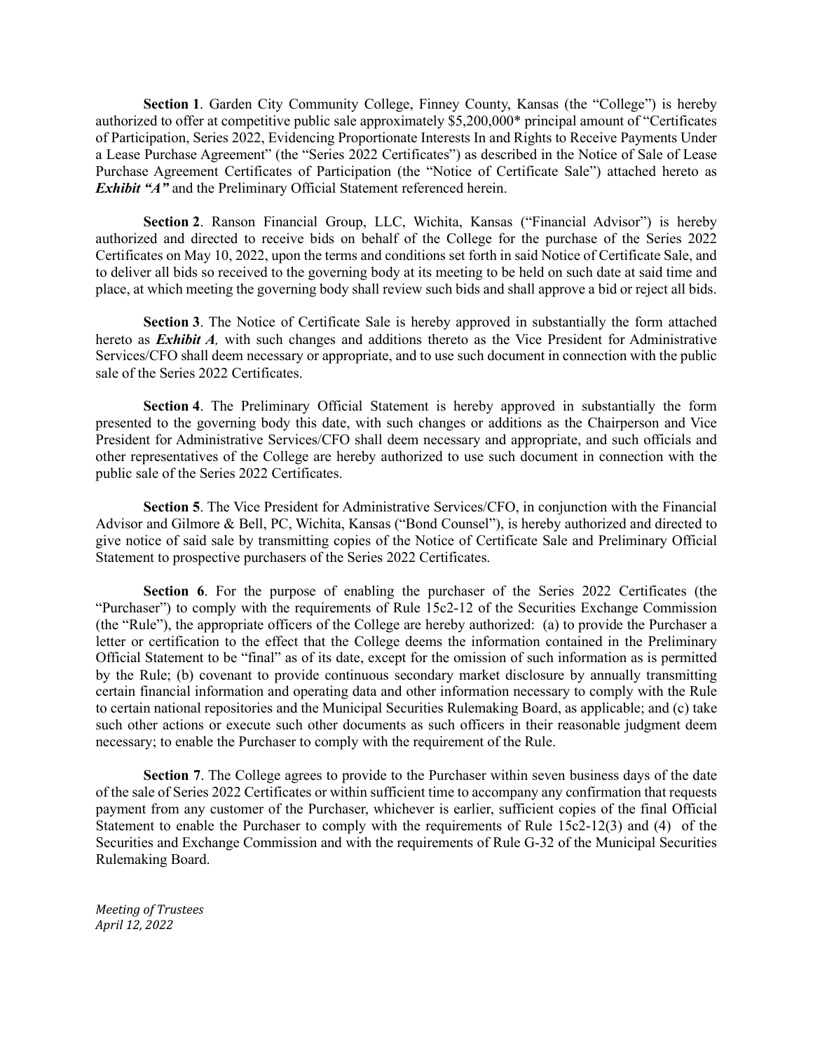**Section 1**. Garden City Community College, Finney County, Kansas (the "College") is hereby authorized to offer at competitive public sale approximately $5,200,000* principal amount of "Certificates of Participation, Series 2022, Evidencing Proportionate Interests In and Rights to Receive Payments Under a Lease Purchase Agreement" (the "Series 2022 Certificates") as described in the Notice of Sale of Lease Purchase Agreement Certificates of Participation (the "Notice of Certificate Sale") attached hereto as ***Exhibit "A"*** and the Preliminary Official Statement referenced herein.

**Section 2**. Ranson Financial Group, LLC, Wichita, Kansas ("Financial Advisor") is hereby authorized and directed to receive bids on behalf of the College for the purchase of the Series 2022 Certificates on May 10, 2022, upon the terms and conditions set forth in said Notice of Certificate Sale, and to deliver all bids so received to the governing body at its meeting to be held on such date at said time and place, at which meeting the governing body shall review such bids and shall approve a bid or reject all bids.

**Section 3**. The Notice of Certificate Sale is hereby approved in substantially the form attached hereto as ***Exhibit A****,* with such changes and additions thereto as the Vice President for Administrative Services/CFO shall deem necessary or appropriate, and to use such document in connection with the public sale of the Series 2022 Certificates.

**Section 4**. The Preliminary Official Statement is hereby approved in substantially the form presented to the governing body this date, with such changes or additions as the Chairperson and Vice President for Administrative Services/CFO shall deem necessary and appropriate, and such officials and other representatives of the College are hereby authorized to use such document in connection with the public sale of the Series 2022 Certificates.

**Section 5**. The Vice President for Administrative Services/CFO, in conjunction with the Financial Advisor and Gilmore & Bell, PC, Wichita, Kansas ("Bond Counsel"), is hereby authorized and directed to give notice of said sale by transmitting copies of the Notice of Certificate Sale and Preliminary Official Statement to prospective purchasers of the Series 2022 Certificates.

**Section 6**. For the purpose of enabling the purchaser of the Series 2022 Certificates (the "Purchaser") to comply with the requirements of Rule 15c2-12 of the Securities Exchange Commission (the "Rule"), the appropriate officers of the College are hereby authorized: (a) to provide the Purchaser a letter or certification to the effect that the College deems the information contained in the Preliminary Official Statement to be "final" as of its date, except for the omission of such information as is permitted by the Rule; (b) covenant to provide continuous secondary market disclosure by annually transmitting certain financial information and operating data and other information necessary to comply with the Rule to certain national repositories and the Municipal Securities Rulemaking Board, as applicable; and (c) take such other actions or execute such other documents as such officers in their reasonable judgment deem necessary; to enable the Purchaser to comply with the requirement of the Rule.

**Section 7**. The College agrees to provide to the Purchaser within seven business days of the date of the sale of Series 2022 Certificates or within sufficient time to accompany any confirmation that requests payment from any customer of the Purchaser, whichever is earlier, sufficient copies of the final Official Statement to enable the Purchaser to comply with the requirements of Rule 15c2-12(3) and (4) of the Securities and Exchange Commission and with the requirements of Rule G-32 of the Municipal Securities Rulemaking Board.

*Meeting of Trustees*
*April 12, 2022*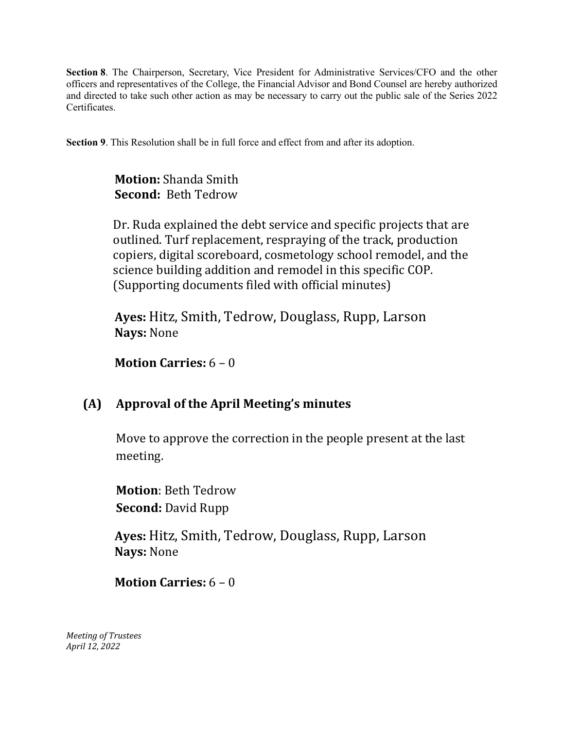**Section 8**. The Chairperson, Secretary, Vice President for Administrative Services/CFO and the other officers and representatives of the College, the Financial Advisor and Bond Counsel are hereby authorized and directed to take such other action as may be necessary to carry out the public sale of the Series 2022 Certificates.

**Section 9**. This Resolution shall be in full force and effect from and after its adoption.

**Motion:** Shanda Smith
**Second:** Beth Tedrow

Dr. Ruda explained the debt service and specific projects that are outlined. Turf replacement, respraying of the track, production copiers, digital scoreboard, cosmetology school remodel, and the science building addition and remodel in this specific COP. (Supporting documents filed with official minutes)

**Ayes:** Hitz, Smith, Tedrow, Douglass, Rupp, Larson
**Nays:** None

**Motion Carries:** 6 – 0

### (A) Approval of the April Meeting's minutes

Move to approve the correction in the people present at the last meeting.

**Motion**: Beth Tedrow
**Second:** David Rupp

**Ayes:** Hitz, Smith, Tedrow, Douglass, Rupp, Larson
**Nays:** None

**Motion Carries:** 6 – 0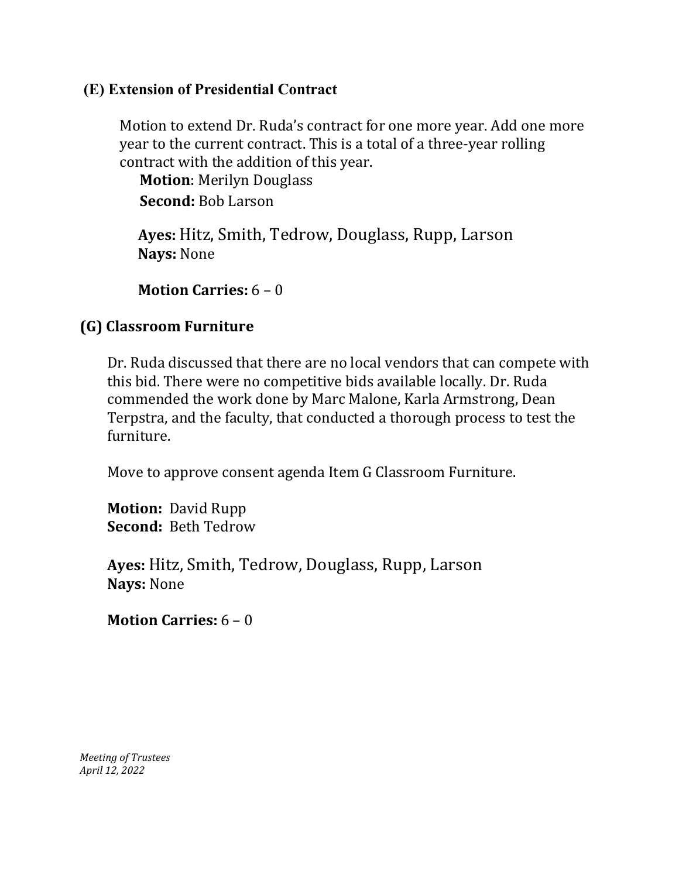### (E) Extension of Presidential Contract

Motion to extend Dr. Ruda's contract for one more year. Add one more year to the current contract. This is a total of a three-year rolling contract with the addition of this year.

**Motion**: Merilyn Douglass
**Second:** Bob Larson

**Ayes:** Hitz, Smith, Tedrow, Douglass, Rupp, Larson
**Nays:** None

**Motion Carries:** 6 – 0

### (G) Classroom Furniture

Dr. Ruda discussed that there are no local vendors that can compete with this bid. There were no competitive bids available locally. Dr. Ruda commended the work done by Marc Malone, Karla Armstrong, Dean Terpstra, and the faculty, that conducted a thorough process to test the furniture.

Move to approve consent agenda Item G Classroom Furniture.

**Motion:** David Rupp
**Second:** Beth Tedrow

**Ayes:** Hitz, Smith, Tedrow, Douglass, Rupp, Larson
**Nays:** None

**Motion Carries:** 6 – 0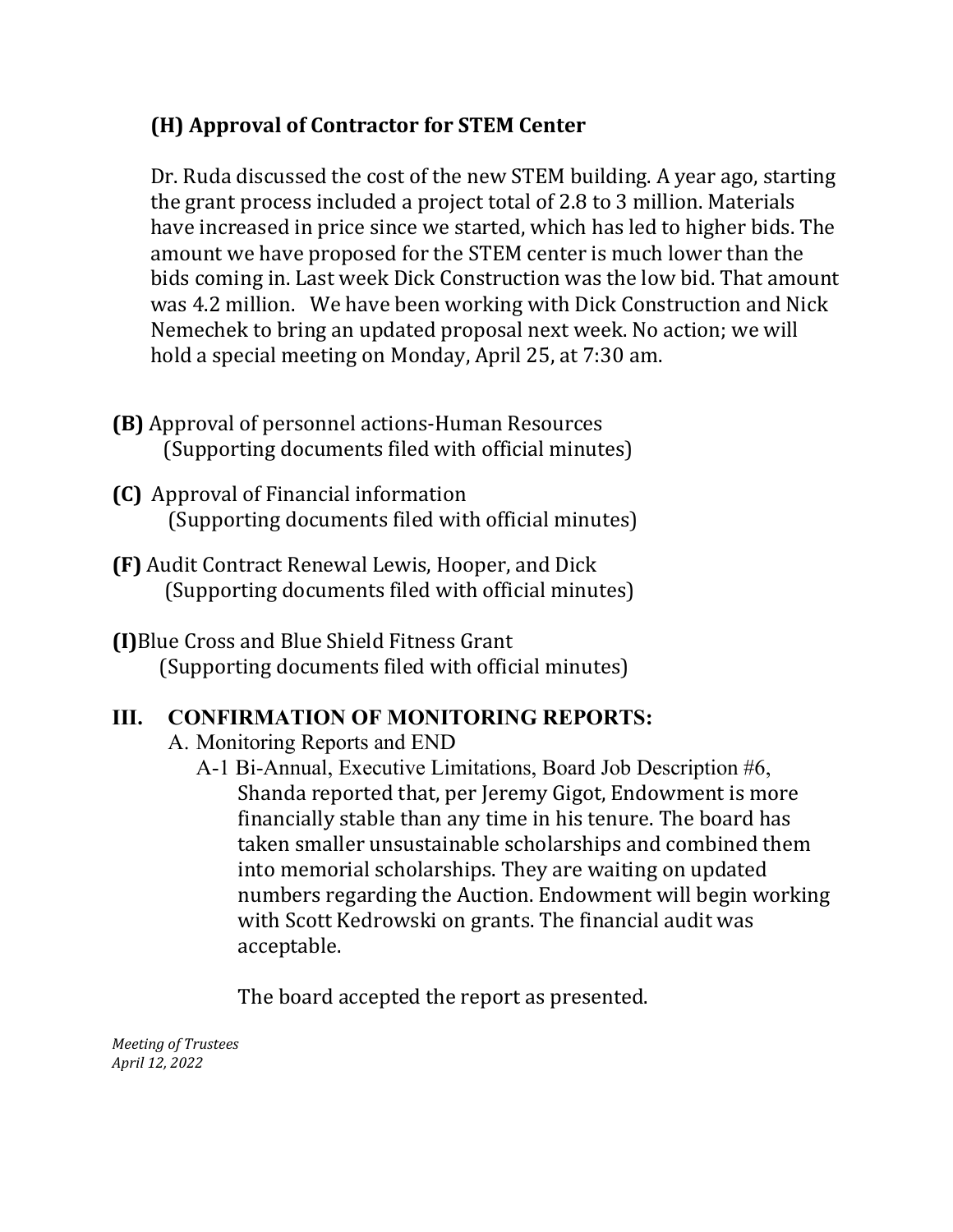### (H) Approval of Contractor for STEM Center

Dr. Ruda discussed the cost of the new STEM building. A year ago, starting the grant process included a project total of 2.8 to 3 million. Materials have increased in price since we started, which has led to higher bids. The amount we have proposed for the STEM center is much lower than the bids coming in. Last week Dick Construction was the low bid. That amount was 4.2 million. We have been working with Dick Construction and Nick Nemechek to bring an updated proposal next week. No action; we will hold a special meeting on Monday, April 25, at 7:30 am.

**(B)** Approval of personnel actions-Human Resources
(Supporting documents filed with official minutes)

**(C)** Approval of Financial information
(Supporting documents filed with official minutes)

**(F)** Audit Contract Renewal Lewis, Hooper, and Dick
(Supporting documents filed with official minutes)

**(I)** Blue Cross and Blue Shield Fitness Grant
(Supporting documents filed with official minutes)

## III. CONFIRMATION OF MONITORING REPORTS:

A. Monitoring Reports and END

A-1 Bi-Annual, Executive Limitations, Board Job Description #6, Shanda reported that, per Jeremy Gigot, Endowment is more financially stable than any time in his tenure. The board has taken smaller unsustainable scholarships and combined them into memorial scholarships. They are waiting on updated numbers regarding the Auction. Endowment will begin working with Scott Kedrowski on grants. The financial audit was acceptable.

The board accepted the report as presented.

*Meeting of Trustees*
*April 12, 2022*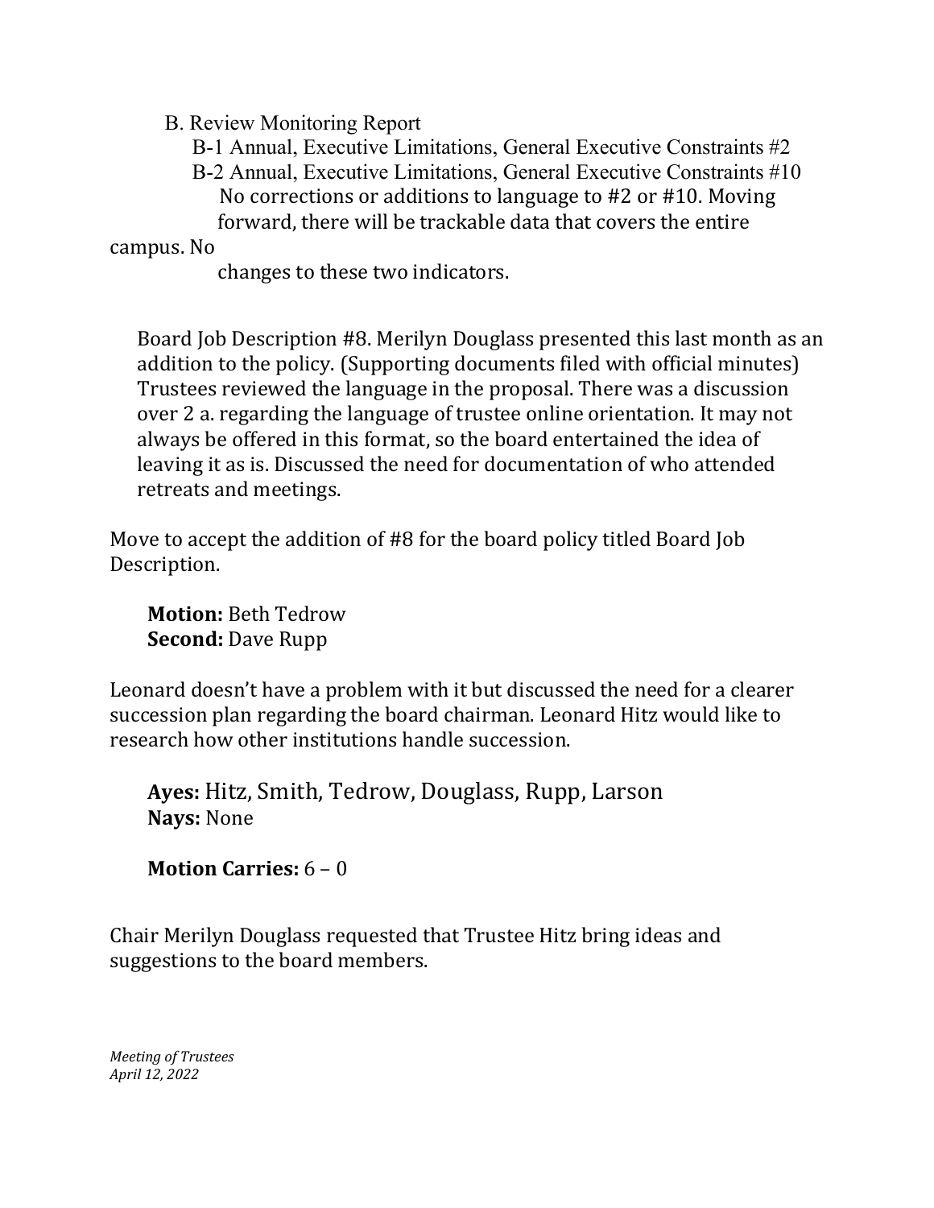B. Review Monitoring Report

B-1 Annual, Executive Limitations, General Executive Constraints #2

B-2 Annual, Executive Limitations, General Executive Constraints #10

No corrections or additions to language to #2 or #10. Moving forward, there will be trackable data that covers the entire campus. No changes to these two indicators.

Board Job Description #8. Merilyn Douglass presented this last month as an addition to the policy. (Supporting documents filed with official minutes) Trustees reviewed the language in the proposal. There was a discussion over 2 a. regarding the language of trustee online orientation. It may not always be offered in this format, so the board entertained the idea of leaving it as is. Discussed the need for documentation of who attended retreats and meetings.

Move to accept the addition of #8 for the board policy titled Board Job Description.

**Motion:** Beth Tedrow
**Second:** Dave Rupp

Leonard doesn't have a problem with it but discussed the need for a clearer succession plan regarding the board chairman. Leonard Hitz would like to research how other institutions handle succession.

**Ayes:** Hitz, Smith, Tedrow, Douglass, Rupp, Larson
**Nays:** None

**Motion Carries:** 6 – 0

Chair Merilyn Douglass requested that Trustee Hitz bring ideas and suggestions to the board members.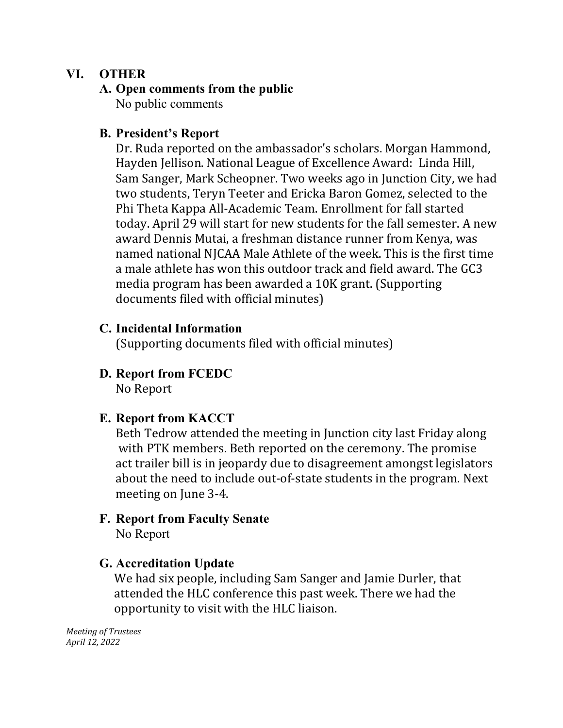## VI. OTHER

### A. Open comments from the public

No public comments

### B. President's Report

Dr. Ruda reported on the ambassador's scholars. Morgan Hammond, Hayden Jellison. National League of Excellence Award: Linda Hill, Sam Sanger, Mark Scheopner. Two weeks ago in Junction City, we had two students, Teryn Teeter and Ericka Baron Gomez, selected to the Phi Theta Kappa All-Academic Team. Enrollment for fall started today. April 29 will start for new students for the fall semester. A new award Dennis Mutai, a freshman distance runner from Kenya, was named national NJCAA Male Athlete of the week. This is the first time a male athlete has won this outdoor track and field award. The GC3 media program has been awarded a 10K grant. (Supporting documents filed with official minutes)

### C. Incidental Information

(Supporting documents filed with official minutes)

### D. Report from FCEDC

No Report

### E. Report from KACCT

Beth Tedrow attended the meeting in Junction city last Friday along with PTK members. Beth reported on the ceremony. The promise act trailer bill is in jeopardy due to disagreement amongst legislators about the need to include out-of-state students in the program. Next meeting on June 3-4.

### F. Report from Faculty Senate

No Report

### G. Accreditation Update

We had six people, including Sam Sanger and Jamie Durler, that attended the HLC conference this past week. There we had the opportunity to visit with the HLC liaison.

*Meeting of Trustees*
*April 12, 2022*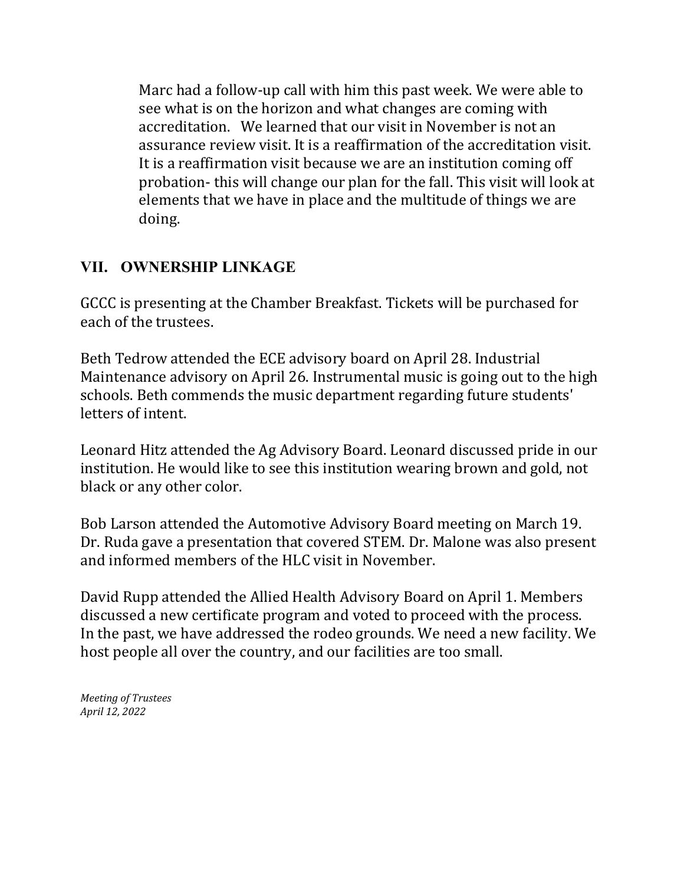Marc had a follow-up call with him this past week. We were able to see what is on the horizon and what changes are coming with accreditation. We learned that our visit in November is not an assurance review visit. It is a reaffirmation of the accreditation visit. It is a reaffirmation visit because we are an institution coming off probation- this will change our plan for the fall. This visit will look at elements that we have in place and the multitude of things we are doing.

## VII. OWNERSHIP LINKAGE

GCCC is presenting at the Chamber Breakfast. Tickets will be purchased for each of the trustees.

Beth Tedrow attended the ECE advisory board on April 28. Industrial Maintenance advisory on April 26. Instrumental music is going out to the high schools. Beth commends the music department regarding future students' letters of intent.

Leonard Hitz attended the Ag Advisory Board. Leonard discussed pride in our institution. He would like to see this institution wearing brown and gold, not black or any other color.

Bob Larson attended the Automotive Advisory Board meeting on March 19. Dr. Ruda gave a presentation that covered STEM. Dr. Malone was also present and informed members of the HLC visit in November.

David Rupp attended the Allied Health Advisory Board on April 1. Members discussed a new certificate program and voted to proceed with the process. In the past, we have addressed the rodeo grounds. We need a new facility. We host people all over the country, and our facilities are too small.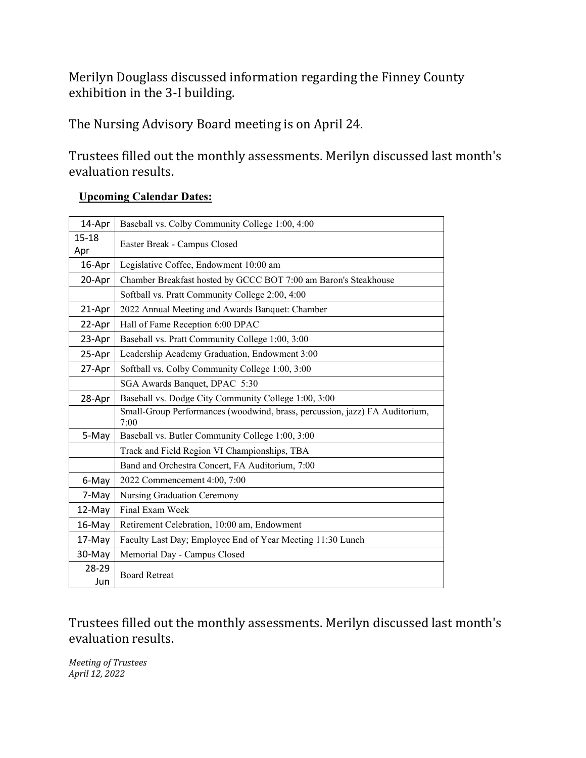Merilyn Douglass discussed information regarding the Finney County exhibition in the 3-I building.

The Nursing Advisory Board meeting is on April 24.

Trustees filled out the monthly assessments. Merilyn discussed last month's evaluation results.

**Upcoming Calendar Dates:**

| Date | Event |
|---|---|
| 14-Apr | Baseball vs. Colby Community College 1:00, 4:00 |
| 15-18 Apr | Easter Break - Campus Closed |
| 16-Apr | Legislative Coffee, Endowment 10:00 am |
| 20-Apr | Chamber Breakfast hosted by GCCC BOT 7:00 am Baron's Steakhouse |
| | Softball vs. Pratt Community College 2:00, 4:00 |
| 21-Apr | 2022 Annual Meeting and Awards Banquet: Chamber |
| 22-Apr | Hall of Fame Reception 6:00 DPAC |
| 23-Apr | Baseball vs. Pratt Community College 1:00, 3:00 |
| 25-Apr | Leadership Academy Graduation, Endowment 3:00 |
| 27-Apr | Softball vs. Colby Community College 1:00, 3:00 |
| | SGA Awards Banquet, DPAC 5:30 |
| 28-Apr | Baseball vs. Dodge City Community College 1:00, 3:00 |
| | Small-Group Performances (woodwind, brass, percussion, jazz) FA Auditorium, 7:00 |
| 5-May | Baseball vs. Butler Community College 1:00, 3:00 |
| | Track and Field Region VI Championships, TBA |
| | Band and Orchestra Concert, FA Auditorium, 7:00 |
| 6-May | 2022 Commencement 4:00, 7:00 |
| 7-May | Nursing Graduation Ceremony |
| 12-May | Final Exam Week |
| 16-May | Retirement Celebration, 10:00 am, Endowment |
| 17-May | Faculty Last Day; Employee End of Year Meeting 11:30 Lunch |
| 30-May | Memorial Day - Campus Closed |
| 28-29 Jun | Board Retreat |

Trustees filled out the monthly assessments. Merilyn discussed last month's evaluation results.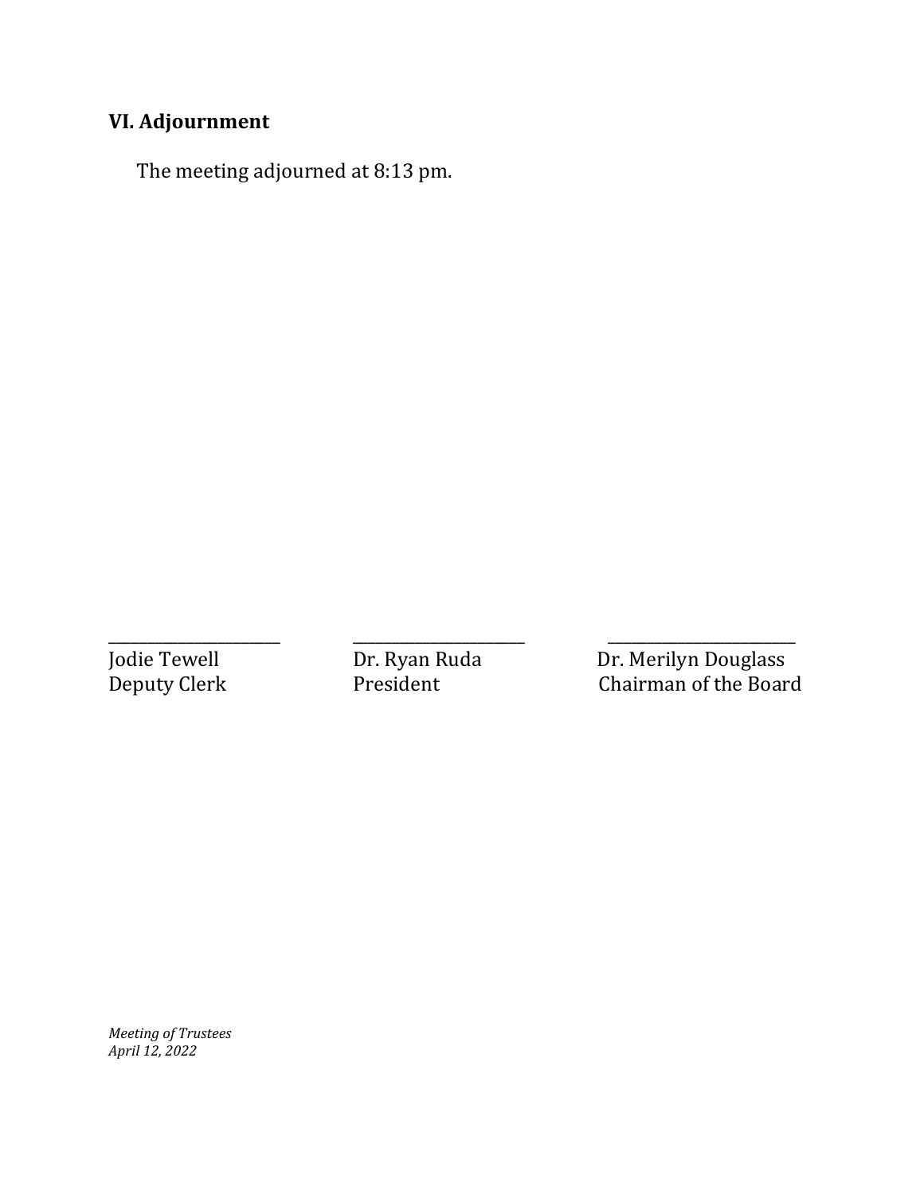## VI. Adjournment

The meeting adjourned at 8:13 pm.

| | | |
|---|---|---|
| ____________________ | ____________________ | ____________________ |
| Jodie Tewell | Dr. Ryan Ruda | Dr. Merilyn Douglass |
| Deputy Clerk | President | Chairman of the Board |